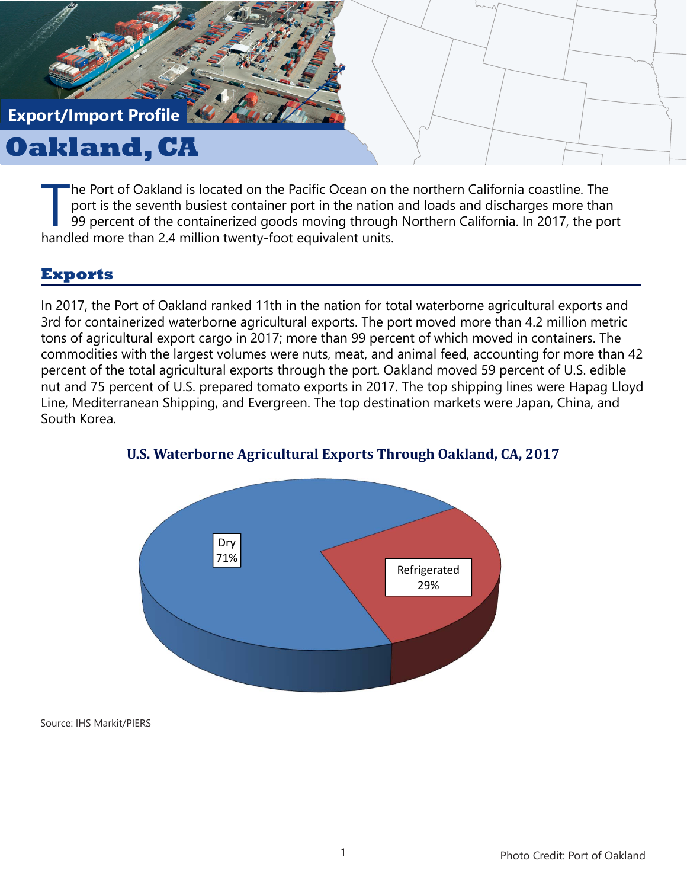Export/Import Profile

# Oakland, CA

The Port of Oakland is located on the Pacific Ocean on the northern California coastline. The port is the seventh busiest container port in the nation and loads and discharges more than 99 percent of the containerized goods moving through Northern California. In 2017, the port handled more than 2.4 million twenty-foot equivalent units.

## Exports

In 2017, the Port of Oakland ranked 11th in the nation for total waterborne agricultural exports and 3rd for containerized waterborne agricultural exports. The port moved more than 4.2 million metric tons of agricultural export cargo in 2017; more than 99 percent of which moved in containers. The commodities with the largest volumes were nuts, meat, and animal feed, accounting for more than 42 percent of the total agricultural exports through the port. Oakland moved 59 percent of U.S. edible nut and 75 percent of U.S. prepared tomato exports in 2017. The top shipping lines were Hapag Lloyd Line, Mediterranean Shipping, and Evergreen. The top destination markets were Japan, China, and South Korea.

### U.S. Waterborne Agricultural Exports Through Oakland, CA, 2017

| Type | Share |
| --- | --- |
| Dry | 71% |
| Refrigerated | 29% |

Source: IHS Markit/PIERS

Photo Credit: Port of Oakland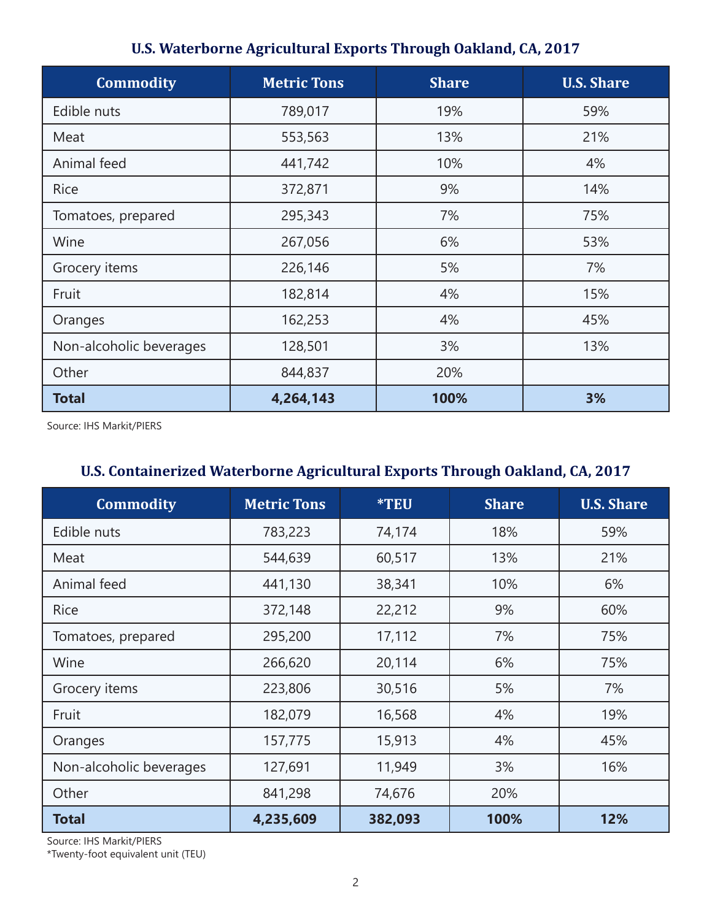## U.S. Waterborne Agricultural Exports Through Oakland, CA, 2017

| Commodity | Metric Tons | Share | U.S. Share |
|---|---|---|---|
| Edible nuts | 789,017 | 19% | 59% |
| Meat | 553,563 | 13% | 21% |
| Animal feed | 441,742 | 10% | 4% |
| Rice | 372,871 | 9% | 14% |
| Tomatoes, prepared | 295,343 | 7% | 75% |
| Wine | 267,056 | 6% | 53% |
| Grocery items | 226,146 | 5% | 7% |
| Fruit | 182,814 | 4% | 15% |
| Oranges | 162,253 | 4% | 45% |
| Non-alcoholic beverages | 128,501 | 3% | 13% |
| Other | 844,837 | 20% | |
| **Total** | **4,264,143** | **100%** | **3%** |

Source: IHS Markit/PIERS

## U.S. Containerized Waterborne Agricultural Exports Through Oakland, CA, 2017

| Commodity | Metric Tons | *TEU | Share | U.S. Share |
|---|---|---|---|---|
| Edible nuts | 783,223 | 74,174 | 18% | 59% |
| Meat | 544,639 | 60,517 | 13% | 21% |
| Animal feed | 441,130 | 38,341 | 10% | 6% |
| Rice | 372,148 | 22,212 | 9% | 60% |
| Tomatoes, prepared | 295,200 | 17,112 | 7% | 75% |
| Wine | 266,620 | 20,114 | 6% | 75% |
| Grocery items | 223,806 | 30,516 | 5% | 7% |
| Fruit | 182,079 | 16,568 | 4% | 19% |
| Oranges | 157,775 | 15,913 | 4% | 45% |
| Non-alcoholic beverages | 127,691 | 11,949 | 3% | 16% |
| Other | 841,298 | 74,676 | 20% | |
| **Total** | **4,235,609** | **382,093** | **100%** | **12%** |

Source: IHS Markit/PIERS
*Twenty-foot equivalent unit (TEU)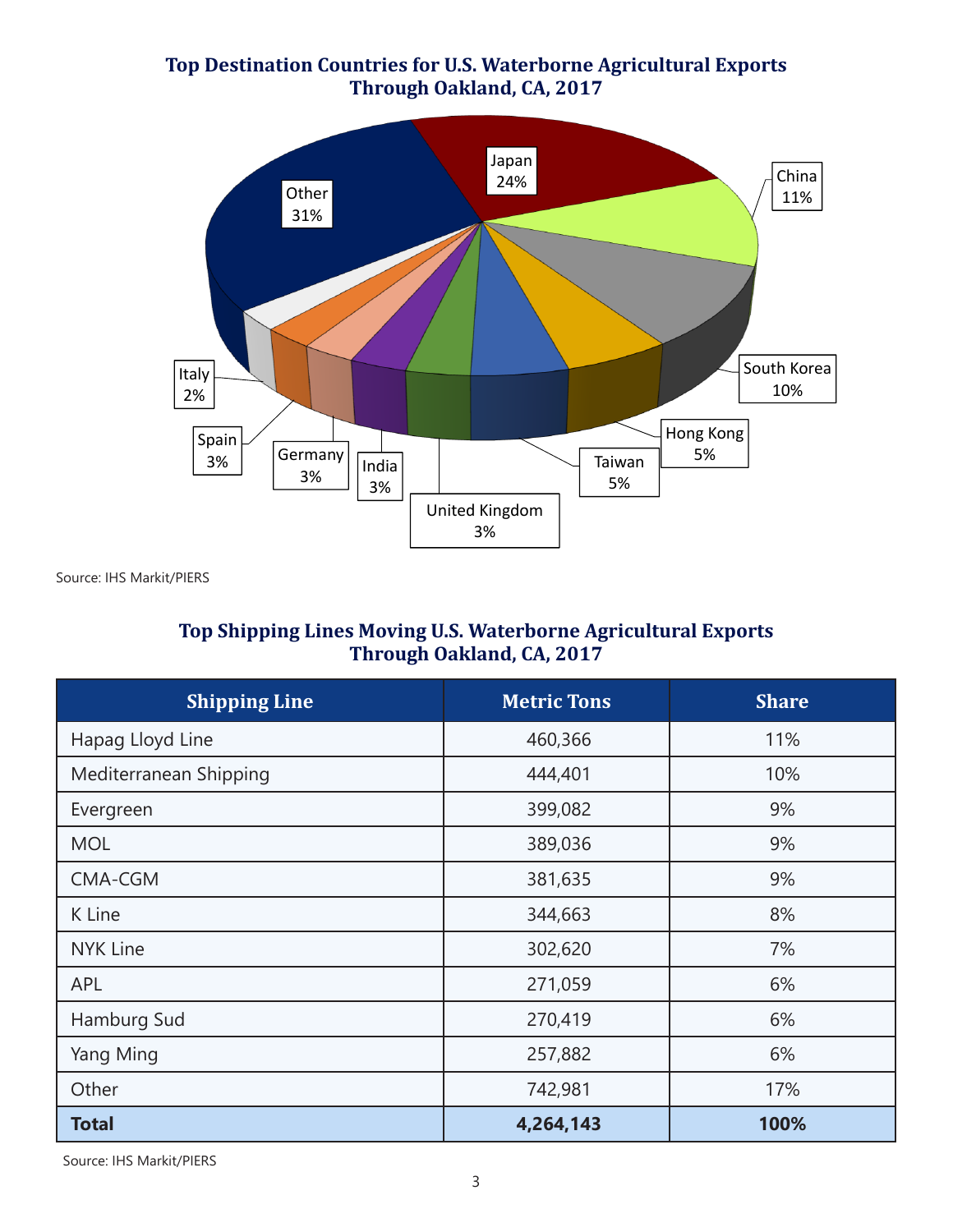## Top Destination Countries for U.S. Waterborne Agricultural Exports Through Oakland, CA, 2017

| Country | Share |
|---|---|
| Japan | 24% |
| China | 11% |
| South Korea | 10% |
| Hong Kong | 5% |
| Taiwan | 5% |
| United Kingdom | 3% |
| India | 3% |
| Germany | 3% |
| Spain | 3% |
| Italy | 2% |
| Other | 31% |

Source: IHS Markit/PIERS

## Top Shipping Lines Moving U.S. Waterborne Agricultural Exports Through Oakland, CA, 2017

| Shipping Line | Metric Tons | Share |
|---|---|---|
| Hapag Lloyd Line | 460,366 | 11% |
| Mediterranean Shipping | 444,401 | 10% |
| Evergreen | 399,082 | 9% |
| MOL | 389,036 | 9% |
| CMA-CGM | 381,635 | 9% |
| K Line | 344,663 | 8% |
| NYK Line | 302,620 | 7% |
| APL | 271,059 | 6% |
| Hamburg Sud | 270,419 | 6% |
| Yang Ming | 257,882 | 6% |
| Other | 742,981 | 17% |
| **Total** | **4,264,143** | **100%** |

Source: IHS Markit/PIERS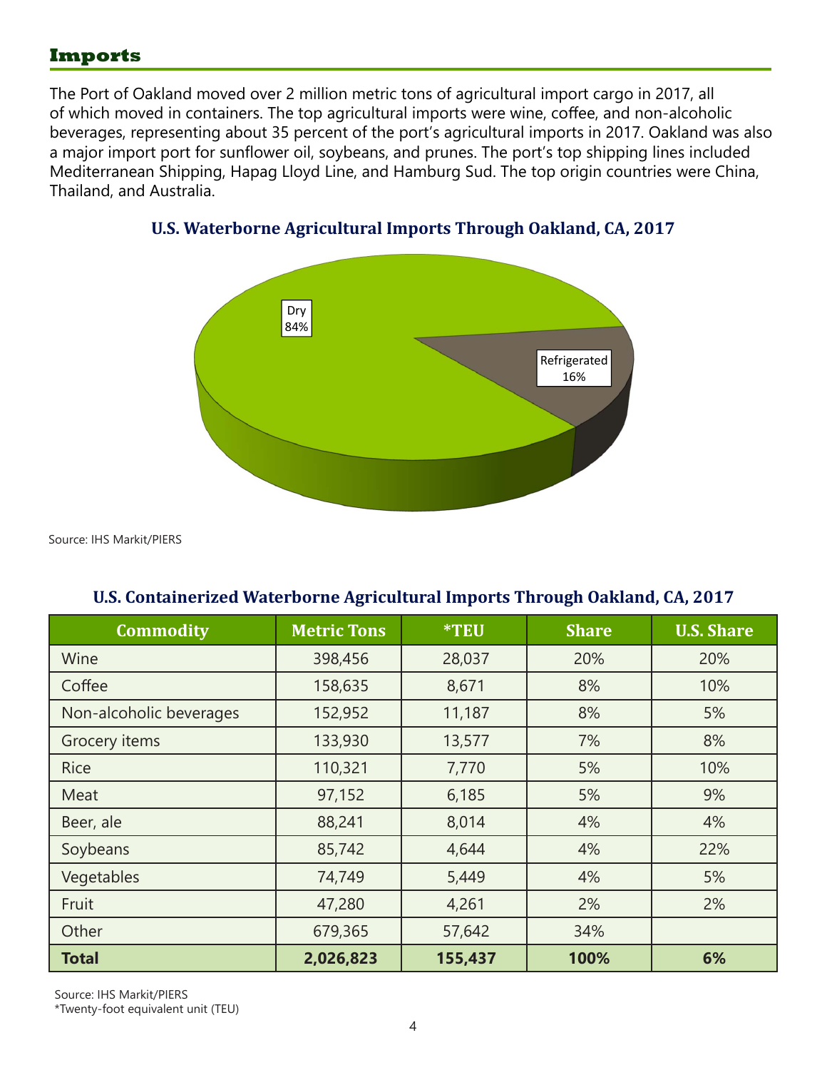## Imports

The Port of Oakland moved over 2 million metric tons of agricultural import cargo in 2017, all of which moved in containers. The top agricultural imports were wine, coffee, and non-alcoholic beverages, representing about 35 percent of the port's agricultural imports in 2017. Oakland was also a major import port for sunflower oil, soybeans, and prunes. The port's top shipping lines included Mediterranean Shipping, Hapag Lloyd Line, and Hamburg Sud. The top origin countries were China, Thailand, and Australia.

**U.S. Waterborne Agricultural Imports Through Oakland, CA, 2017**

Dry 84%

Refrigerated 16%

Source: IHS Markit/PIERS

**U.S. Containerized Waterborne Agricultural Imports Through Oakland, CA, 2017**

| Commodity | Metric Tons | *TEU | Share | U.S. Share |
|---|---|---|---|---|
| Wine | 398,456 | 28,037 | 20% | 20% |
| Coffee | 158,635 | 8,671 | 8% | 10% |
| Non-alcoholic beverages | 152,952 | 11,187 | 8% | 5% |
| Grocery items | 133,930 | 13,577 | 7% | 8% |
| Rice | 110,321 | 7,770 | 5% | 10% |
| Meat | 97,152 | 6,185 | 5% | 9% |
| Beer, ale | 88,241 | 8,014 | 4% | 4% |
| Soybeans | 85,742 | 4,644 | 4% | 22% |
| Vegetables | 74,749 | 5,449 | 4% | 5% |
| Fruit | 47,280 | 4,261 | 2% | 2% |
| Other | 679,365 | 57,642 | 34% | |
| **Total** | **2,026,823** | **155,437** | **100%** | **6%** |

Source: IHS Markit/PIERS

*Twenty-foot equivalent unit (TEU)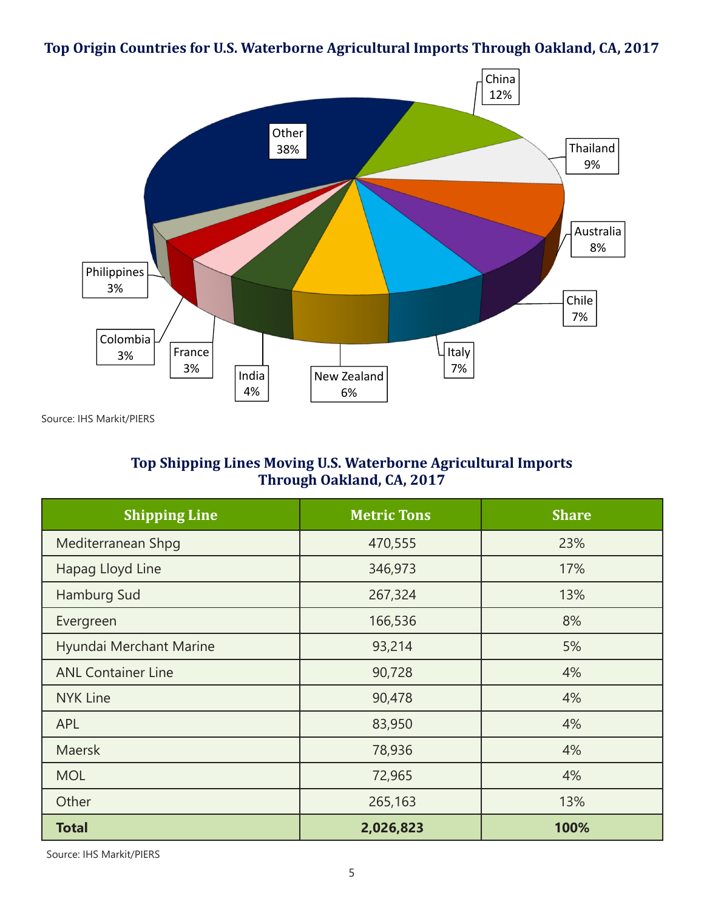## Top Origin Countries for U.S. Waterborne Agricultural Imports Through Oakland, CA, 2017

China 12%
Thailand 9%
Australia 8%
Chile 7%
Italy 7%
New Zealand 6%
India 4%
France 3%
Colombia 3%
Philippines 3%
Other 38%

Source: IHS Markit/PIERS

## Top Shipping Lines Moving U.S. Waterborne Agricultural Imports Through Oakland, CA, 2017

| Shipping Line | Metric Tons | Share |
|---|---|---|
| Mediterranean Shpg | 470,555 | 23% |
| Hapag Lloyd Line | 346,973 | 17% |
| Hamburg Sud | 267,324 | 13% |
| Evergreen | 166,536 | 8% |
| Hyundai Merchant Marine | 93,214 | 5% |
| ANL Container Line | 90,728 | 4% |
| NYK Line | 90,478 | 4% |
| APL | 83,950 | 4% |
| Maersk | 78,936 | 4% |
| MOL | 72,965 | 4% |
| Other | 265,163 | 13% |
| **Total** | **2,026,823** | **100%** |

Source: IHS Markit/PIERS